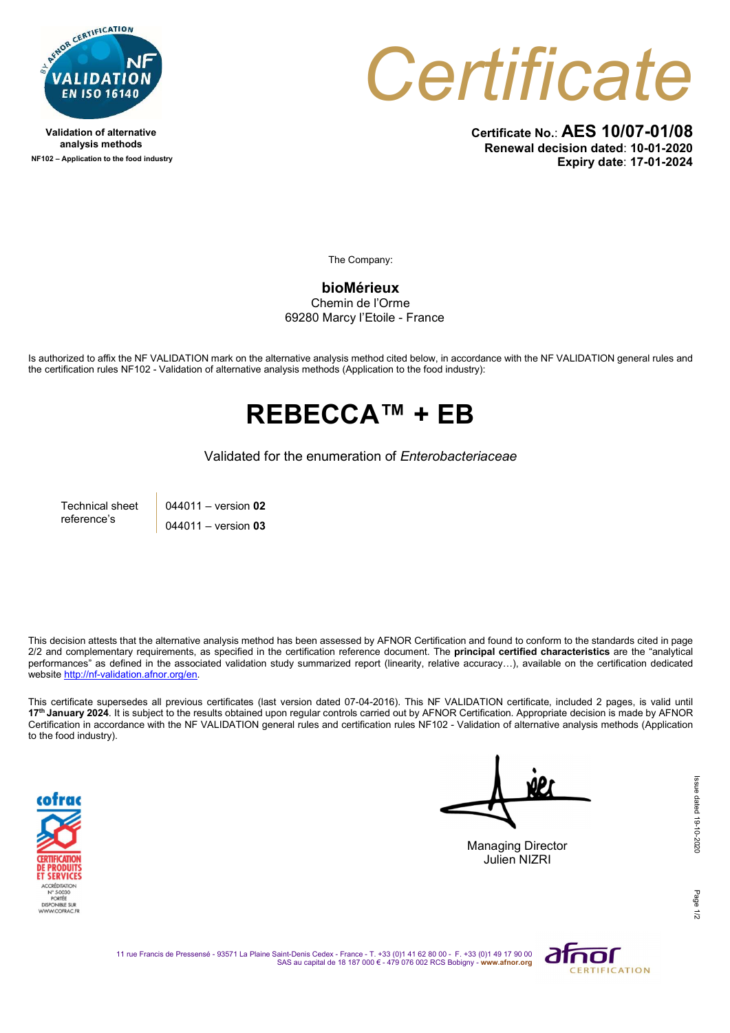Validation of alternative analysis methods

NF102 – Application to the food industry

# Certificate

**Certificate No.: AES 10/07-01/08**
**Renewal decision dated: 10-01-2020**
**Expiry date: 17-01-2024**

The Company:

**bioMérieux**
Chemin de l'Orme
69280 Marcy l'Etoile - France

Is authorized to affix the NF VALIDATION mark on the alternative analysis method cited below, in accordance with the NF VALIDATION general rules and the certification rules NF102 - Validation of alternative analysis methods (Application to the food industry):

# REBECCA™ + EB

Validated for the enumeration of *Enterobacteriaceae*

| Technical sheet reference's | 044011 – version **02** |
|---|---|
| | 044011 – version **03** |

This decision attests that the alternative analysis method has been assessed by AFNOR Certification and found to conform to the standards cited in page 2/2 and complementary requirements, as specified in the certification reference document. The **principal certified characteristics** are the "analytical performances" as defined in the associated validation study summarized report (linearity, relative accuracy…), available on the certification dedicated website http://nf-validation.afnor.org/en.

This certificate supersedes all previous certificates (last version dated 07-04-2016). This NF VALIDATION certificate, included 2 pages, is valid until **17th January 2024**. It is subject to the results obtained upon regular controls carried out by AFNOR Certification. Appropriate decision is made by AFNOR Certification in accordance with the NF VALIDATION general rules and certification rules NF102 - Validation of alternative analysis methods (Application to the food industry).

Managing Director
Julien NIZRI

Issue dated 19-10-2020

11 rue Francis de Pressensé - 93571 La Plaine Saint-Denis Cedex - France - T. +33 (0)1 41 62 80 00 - F. +33 (0)1 49 17 90 00
SAS au capital de 18 187 000 € - 479 076 002 RCS Bobigny - www.afnor.org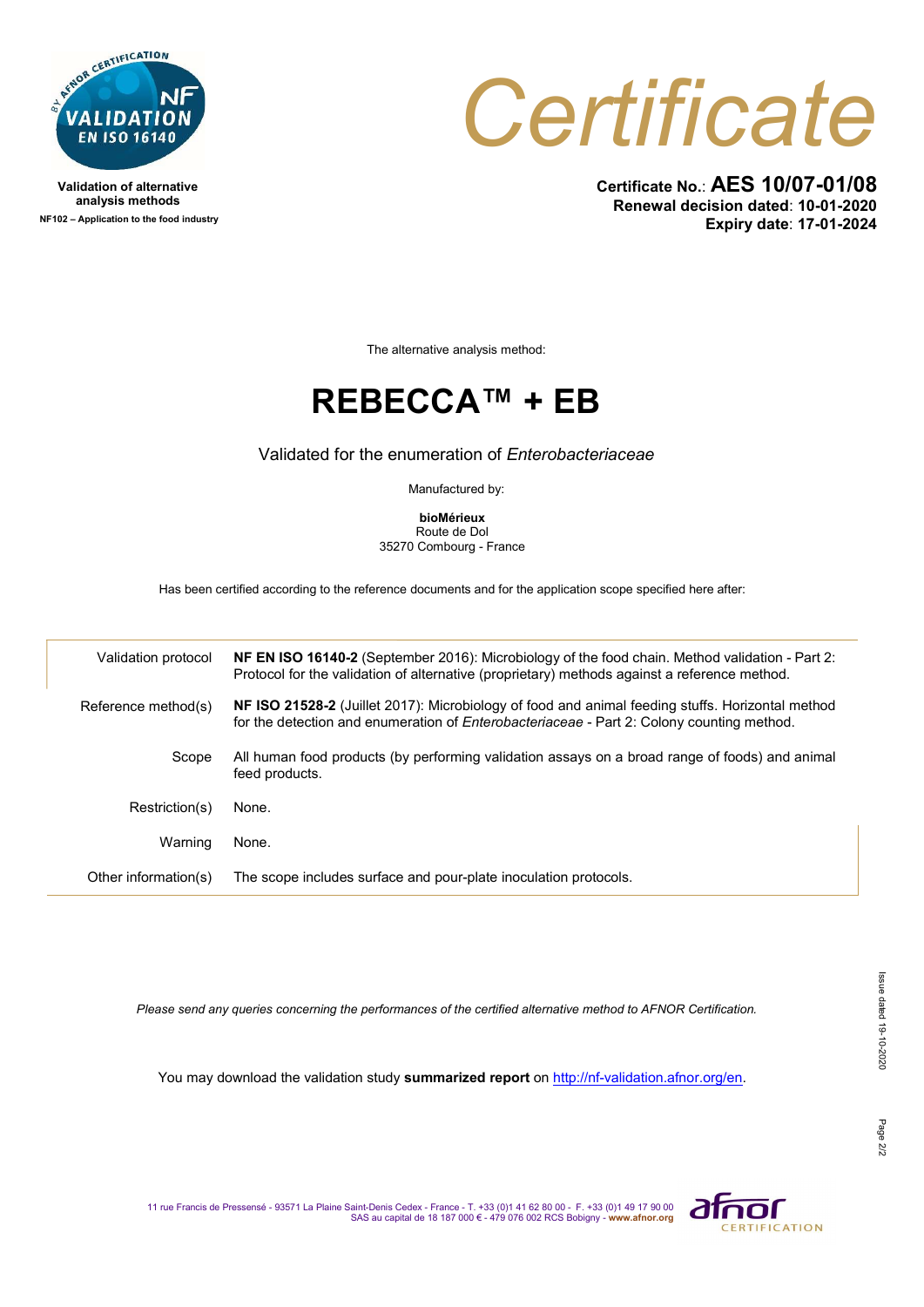Validation of alternative analysis methods

NF102 – Application to the food industry

# Certificate

**Certificate No.**: **AES 10/07-01/08**
**Renewal decision dated**: **10-01-2020**
**Expiry date**: **17-01-2024**

The alternative analysis method:

# REBECCA™ + EB

Validated for the enumeration of *Enterobacteriaceae*

Manufactured by:

**bioMérieux**
Route de Dol
35270 Combourg - France

Has been certified according to the reference documents and for the application scope specified here after:

| | |
|---|---|
| Validation protocol | **NF EN ISO 16140-2** (September 2016): Microbiology of the food chain. Method validation - Part 2: Protocol for the validation of alternative (proprietary) methods against a reference method. |
| Reference method(s) | **NF ISO 21528-2** (Juillet 2017): Microbiology of food and animal feeding stuffs. Horizontal method for the detection and enumeration of *Enterobacteriaceae* - Part 2: Colony counting method. |
| Scope | All human food products (by performing validation assays on a broad range of foods) and animal feed products. |
| Restriction(s) | None. |
| Warning | None. |
| Other information(s) | The scope includes surface and pour-plate inoculation protocols. |

*Please send any queries concerning the performances of the certified alternative method to AFNOR Certification.*

You may download the validation study **summarized report** on http://nf-validation.afnor.org/en.

Issue dated 19-10-2020

11 rue Francis de Pressensé - 93571 La Plaine Saint-Denis Cedex - France - T. +33 (0)1 41 62 80 00 - F. +33 (0)1 49 17 90 00
SAS au capital de 18 187 000 € - 479 076 002 RCS Bobigny - **www.afnor.org**